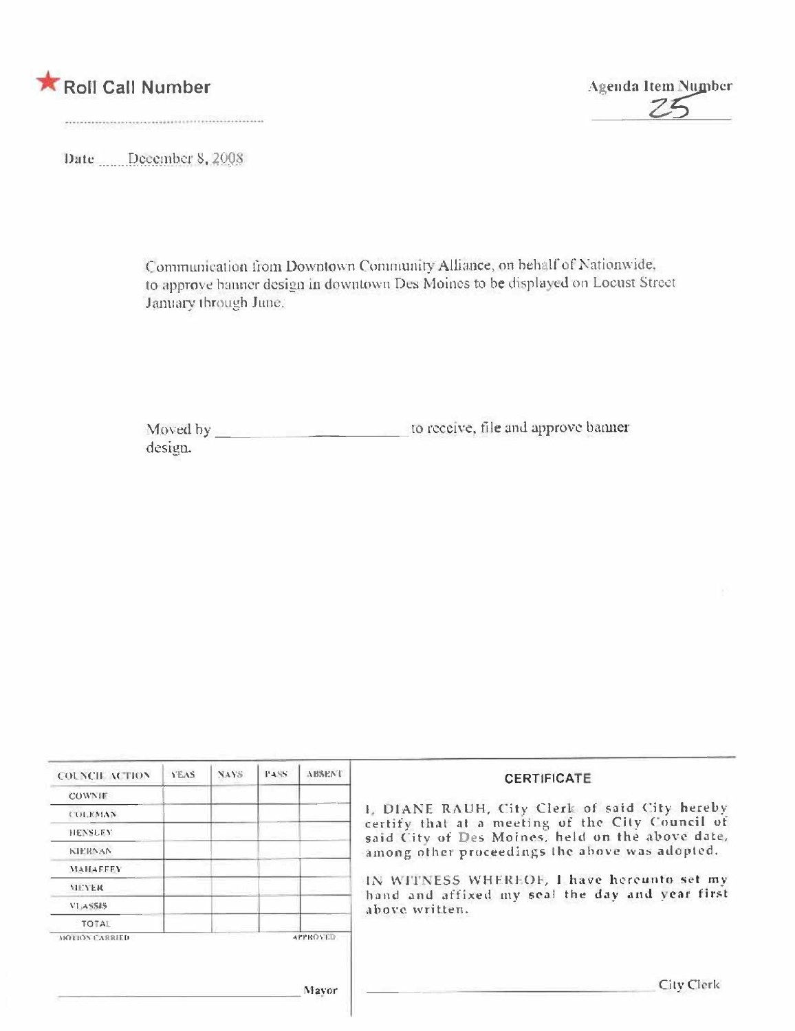★ **Roll Call Number**

..........................................................

**Agenda Item Number**

25

Date ...... December 8, 2008

Communication from Downtown Community Alliance, on behalf of Nationwide, to approve banner design in downtown Des Moines to be displayed on Locust Street January through June.

Moved by ______________________ to receive, file and approve banner design.

| COUNCIL ACTION | YEAS | NAYS | PASS | ABSENT |
| --- | --- | --- | --- | --- |
| COWNIE | | | | |
| COLEMAN | | | | |
| HENSLEY | | | | |
| KIERNAN | | | | |
| MAHAFFEY | | | | |
| MEYER | | | | |
| VLASSIS | | | | |
| TOTAL | | | | |

MOTION CARRIED APPROVED

______________________ Mayor

**CERTIFICATE**

I, DIANE RAUH, City Clerk of said City hereby certify that at a meeting of the City Council of said City of Des Moines, held on the above date, among other proceedings the above was adopted.

IN WITNESS WHEREOF, I have hereunto set my hand and affixed my seal the day and year first above written.

______________________ City Clerk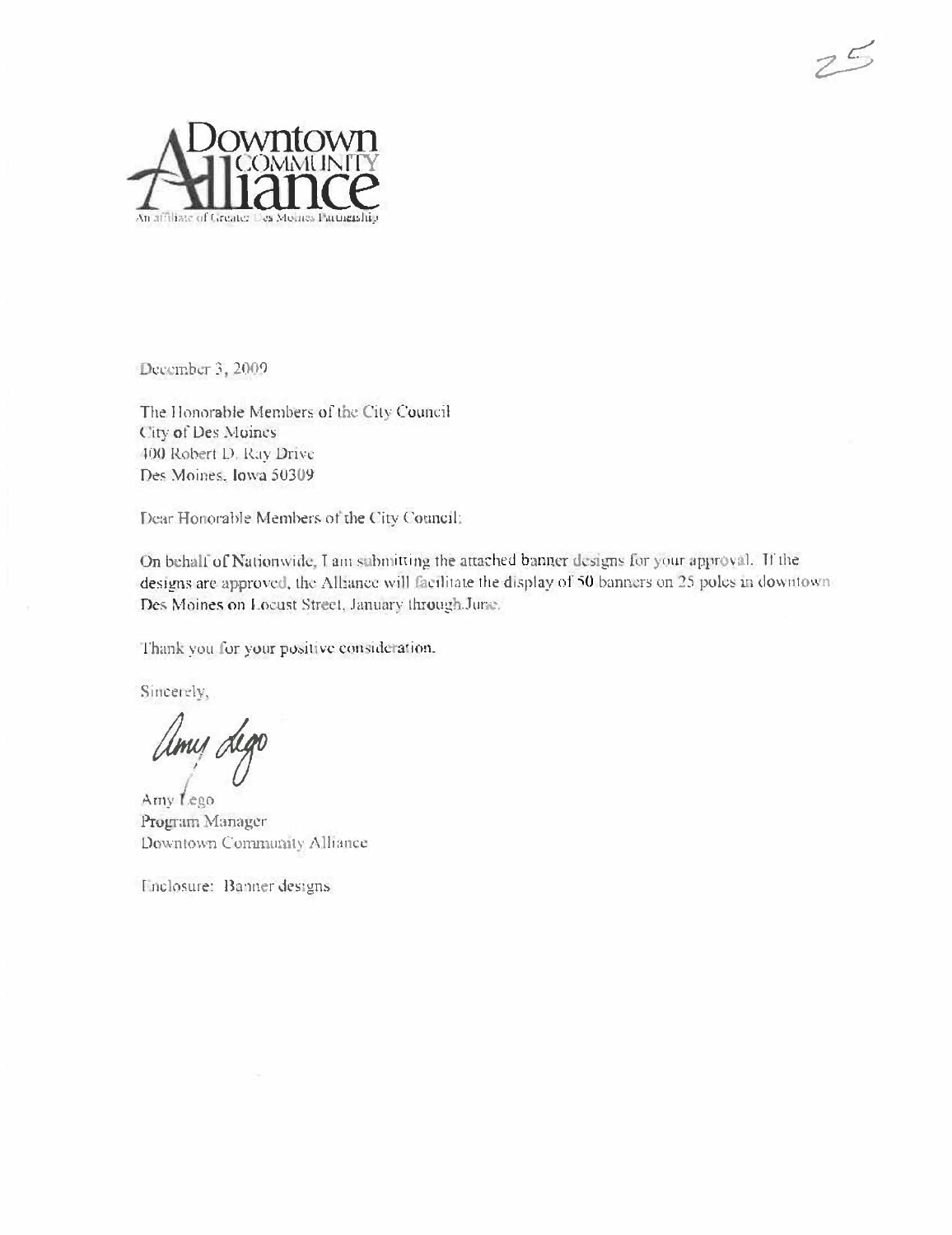25

Downtown COMMUNITY Alliance
An affiliate of Greater Des Moines Partnership

December 3, 2009

The Honorable Members of the City Council
City of Des Moines
400 Robert D. Ray Drive
Des Moines, Iowa 50309

Dear Honorable Members of the City Council:

On behalf of Nationwide, I am submitting the attached banner designs for your approval. If the designs are approved, the Alliance will facilitate the display of 50 banners on 25 poles in downtown Des Moines on Locust Street, January through June.

Thank you for your positive consideration.

Sincerely,

Amy Lego

Amy Lego
Program Manager
Downtown Community Alliance

Enclosure: Banner designs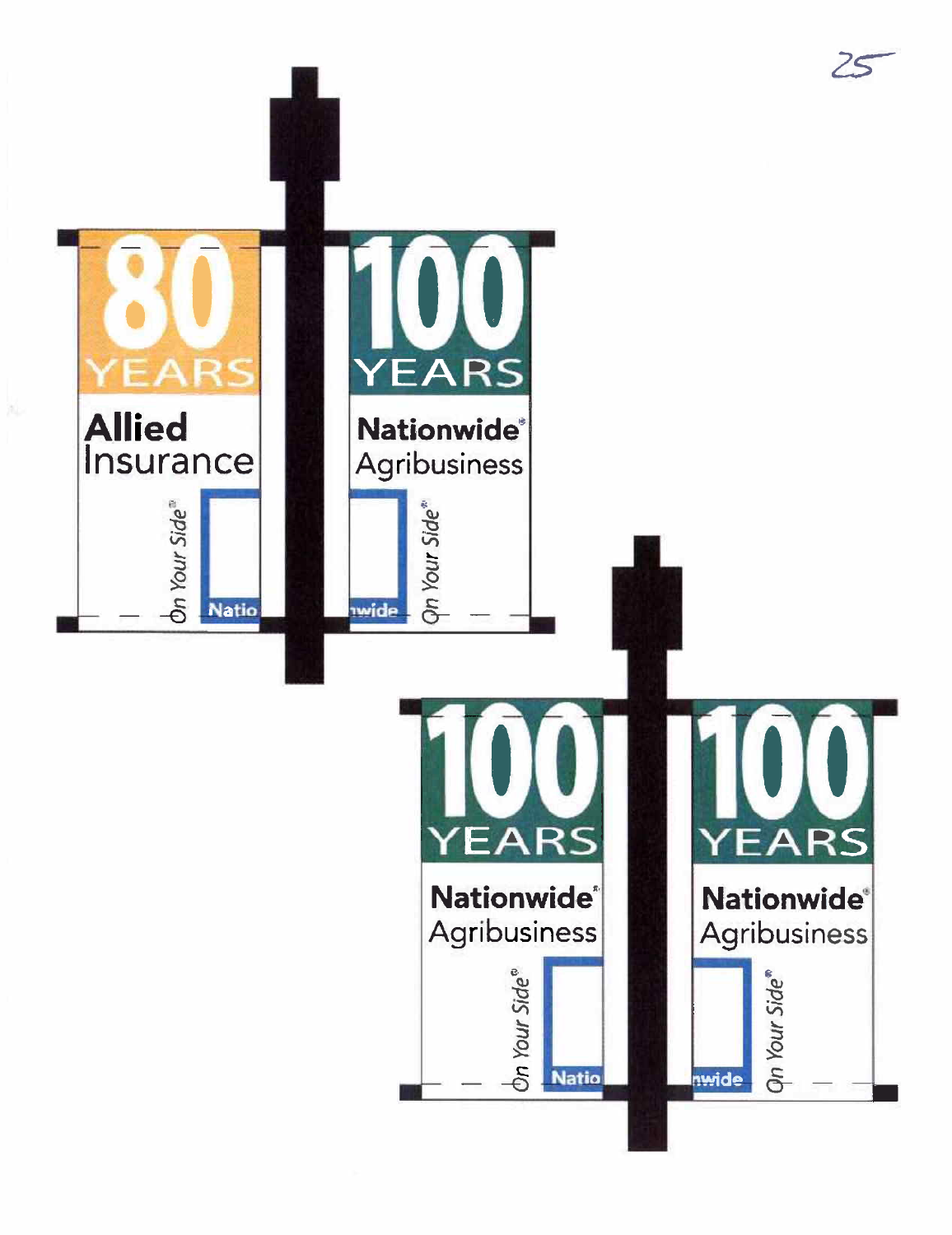80

YEARS

**Allied**
Insurance

*On Your Side®*

Natio

100

YEARS

**Nationwide®**
Agribusiness

nwide

*On Your Side®*

100

YEARS

**Nationwide®**
Agribusiness

*On Your Side®*

Natio

100

YEARS

**Nationwide®**
Agribusiness

nwide

*On Your Side®*